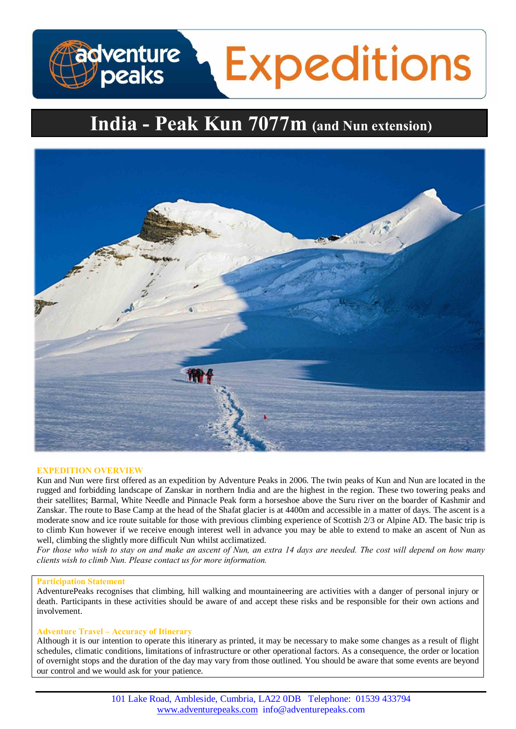# India - Peak Kun 7077m (and Nun extension)

## EXPEDITION OVERVIEW

Kun and Nun were first offered as an expedition by Adventure Peaks in 2006. The twin peaks of Kun and Nun are located in the rugged and forbidding landscape of Zanskar in northern India and are the highest in the region. These two towering peaks and their satellites; Barmal, White Needle and Pinnacle Peak form a horseshoe above the Suru river on the boarder of Kashmir and Zanskar. The route to Base Camp at the head of the Shafat glacier is at 4400m and accessible in a matter of days. The ascent is a moderate snow and ice route suitable for those with previous climbing experience of Scottish 2/3 or Alpine AD. The basic trip is to climb Kun however if we receive enough interest well in advance you may be able to extend to make an ascent of Nun as well, climbing the slightly more difficult Nun whilst acclimatized.

*For those who wish to stay on and make an ascent of Nun, an extra 14 days are needed. The cost will depend on how many clients wish to climb Nun. Please contact us for more information.*

### Participation Statement

AdventurePeaks recognises that climbing, hill walking and mountaineering are activities with a danger of personal injury or death. Participants in these activities should be aware of and accept these risks and be responsible for their own actions and involvement.

### Adventure Travel – Accuracy of Itinerary

Although it is our intention to operate this itinerary as printed, it may be necessary to make some changes as a result of flight schedules, climatic conditions, limitations of infrastructure or other operational factors. As a consequence, the order or location of overnight stops and the duration of the day may vary from those outlined. You should be aware that some events are beyond our control and we would ask for your patience.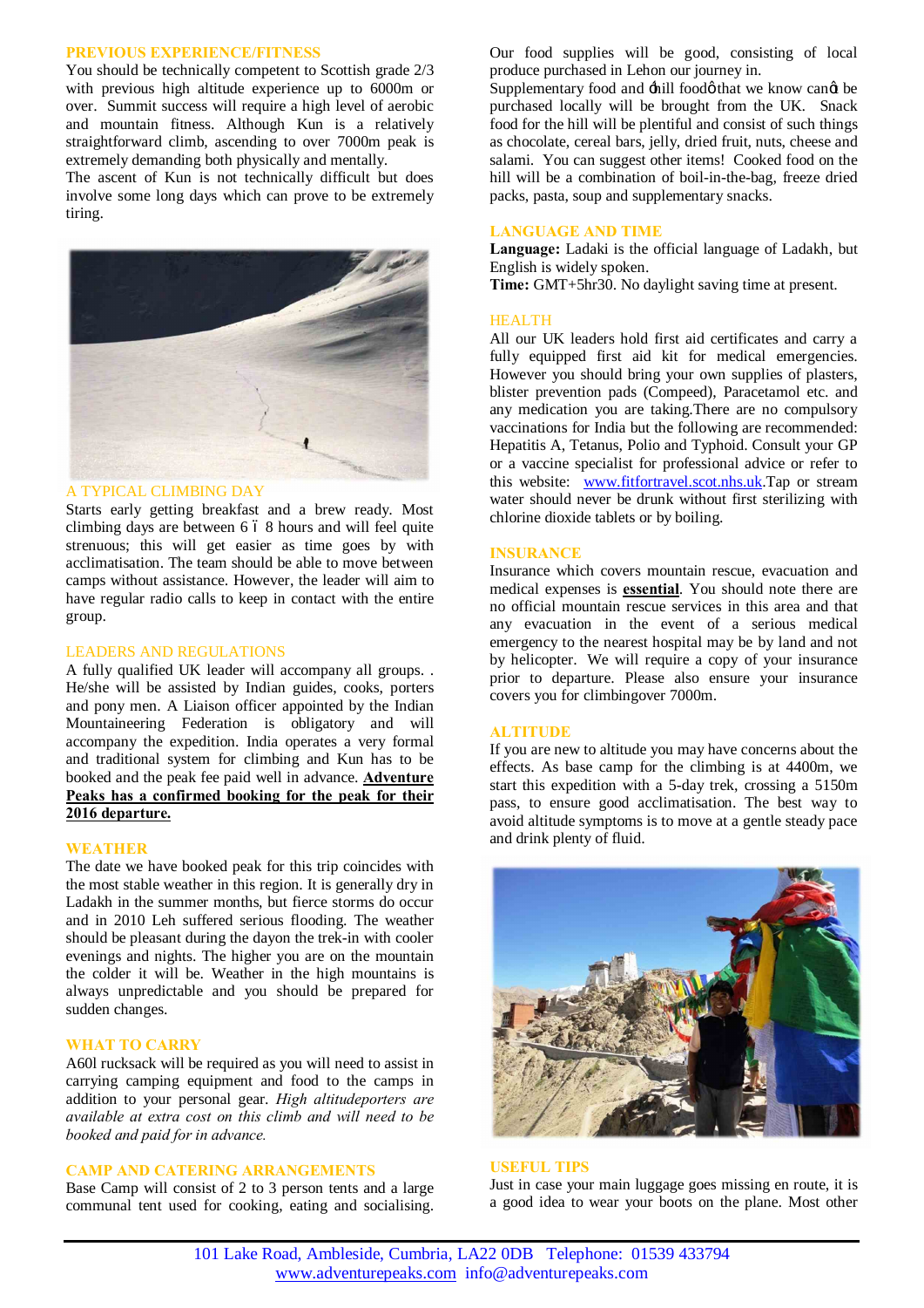## PREVIOUS EXPERIENCE/FITNESS

You should be technically competent to Scottish grade 2/3 with previous high altitude experience up to 6000m or over. Summit success will require a high level of aerobic and mountain fitness. Although Kun is a relatively straightforward climb, ascending to over 7000m peak is extremely demanding both physically and mentally.

The ascent of Kun is not technically difficult but does involve some long days which can prove to be extremely tiring.

## A TYPICAL CLIMBING DAY

Starts early getting breakfast and a brew ready. Most climbing days are between 6 – 8 hours and will feel quite strenuous; this will get easier as time goes by with acclimatisation. The team should be able to move between camps without assistance. However, the leader will aim to have regular radio calls to keep in contact with the entire group.

## LEADERS AND REGULATIONS

A fully qualified UK leader will accompany all groups. . He/she will be assisted by Indian guides, cooks, porters and pony men. A Liaison officer appointed by the Indian Mountaineering Federation is obligatory and will accompany the expedition. India operates a very formal and traditional system for climbing and Kun has to be booked and the peak fee paid well in advance. **Adventure Peaks has a confirmed booking for the peak for their 2016 departure.**

## WEATHER

The date we have booked peak for this trip coincides with the most stable weather in this region. It is generally dry in Ladakh in the summer months, but fierce storms do occur and in 2010 Leh suffered serious flooding. The weather should be pleasant during the dayon the trek-in with cooler evenings and nights. The higher you are on the mountain the colder it will be. Weather in the high mountains is always unpredictable and you should be prepared for sudden changes.

## WHAT TO CARRY

A60l rucksack will be required as you will need to assist in carrying camping equipment and food to the camps in addition to your personal gear. *High altitudeporters are available at extra cost on this climb and will need to be booked and paid for in advance.*

## CAMP AND CATERING ARRANGEMENTS

Base Camp will consist of 2 to 3 person tents and a large communal tent used for cooking, eating and socialising. Our food supplies will be good, consisting of local produce purchased in Leh on our journey in.

Supplementary food and 'hill food' that we know can't be purchased locally will be brought from the UK. Snack food for the hill will be plentiful and consist of such things as chocolate, cereal bars, jelly, dried fruit, nuts, cheese and salami. You can suggest other items! Cooked food on the hill will be a combination of boil-in-the-bag, freeze dried packs, pasta, soup and supplementary snacks.

## LANGUAGE AND TIME

**Language:** Ladaki is the official language of Ladakh, but English is widely spoken.

**Time:** GMT+5hr30. No daylight saving time at present.

## HEALTH

All our UK leaders hold first aid certificates and carry a fully equipped first aid kit for medical emergencies. However you should bring your own supplies of plasters, blister prevention pads (Compeed), Paracetamol etc. and any medication you are taking.There are no compulsory vaccinations for India but the following are recommended: Hepatitis A, Tetanus, Polio and Typhoid. Consult your GP or a vaccine specialist for professional advice or refer to this website: www.fitfortravel.scot.nhs.uk.Tap or stream water should never be drunk without first sterilizing with chlorine dioxide tablets or by boiling.

## INSURANCE

Insurance which covers mountain rescue, evacuation and medical expenses is **essential**. You should note there are no official mountain rescue services in this area and that any evacuation in the event of a serious medical emergency to the nearest hospital may be by land and not by helicopter. We will require a copy of your insurance prior to departure. Please also ensure your insurance covers you for climbingover 7000m.

## ALTITUDE

If you are new to altitude you may have concerns about the effects. As base camp for the climbing is at 4400m, we start this expedition with a 5-day trek, crossing a 5150m pass, to ensure good acclimatisation. The best way to avoid altitude symptoms is to move at a gentle steady pace and drink plenty of fluid.

## USEFUL TIPS

Just in case your main luggage goes missing en route, it is a good idea to wear your boots on the plane. Most other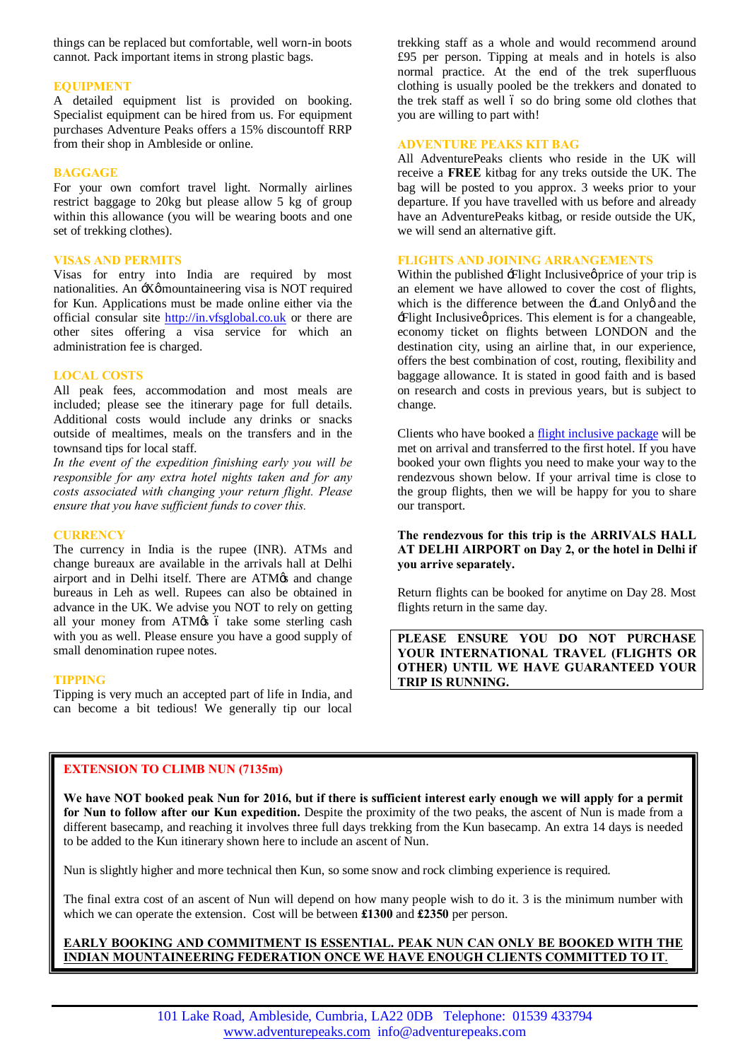things can be replaced but comfortable, well worn-in boots cannot. Pack important items in strong plastic bags.

## EQUIPMENT

A detailed equipment list is provided on booking. Specialist equipment can be hired from us. For equipment purchases Adventure Peaks offers a 15% discountoff RRP from their shop in Ambleside or online.

## BAGGAGE

For your own comfort travel light. Normally airlines restrict baggage to 20kg but please allow 5 kg of group within this allowance (you will be wearing boots and one set of trekking clothes).

## VISAS AND PERMITS

Visas for entry into India are required by most nationalities. An 'X' mountaineering visa is NOT required for Kun. Applications must be made online either via the official consular site http://in.vfsglobal.co.uk or there are other sites offering a visa service for which an administration fee is charged.

## LOCAL COSTS

All peak fees, accommodation and most meals are included; please see the itinerary page for full details. Additional costs would include any drinks or snacks outside of mealtimes, meals on the transfers and in the townsand tips for local staff.

*In the event of the expedition finishing early you will be responsible for any extra hotel nights taken and for any costs associated with changing your return flight. Please ensure that you have sufficient funds to cover this.*

## CURRENCY

The currency in India is the rupee (INR). ATMs and change bureaux are available in the arrivals hall at Delhi airport and in Delhi itself. There are ATM's and change bureaus in Leh as well. Rupees can also be obtained in advance in the UK. We advise you NOT to rely on getting all your money from ATM's – take some sterling cash with you as well. Please ensure you have a good supply of small denomination rupee notes.

## TIPPING

Tipping is very much an accepted part of life in India, and can become a bit tedious! We generally tip our local trekking staff as a whole and would recommend around £95 per person. Tipping at meals and in hotels is also normal practice. At the end of the trek superfluous clothing is usually pooled be the trekkers and donated to the trek staff as well – so do bring some old clothes that you are willing to part with!

## ADVENTURE PEAKS KIT BAG

All AdventurePeaks clients who reside in the UK will receive a **FREE** kitbag for any treks outside the UK. The bag will be posted to you approx. 3 weeks prior to your departure. If you have travelled with us before and already have an AdventurePeaks kitbag, or reside outside the UK, we will send an alternative gift.

## FLIGHTS AND JOINING ARRANGEMENTS

Within the published 'Flight Inclusive' price of your trip is an element we have allowed to cover the cost of flights, which is the difference between the 'Land Only' and the 'Flight Inclusive' prices. This element is for a changeable, economy ticket on flights between LONDON and the destination city, using an airline that, in our experience, offers the best combination of cost, routing, flexibility and baggage allowance. It is stated in good faith and is based on research and costs in previous years, but is subject to change.

Clients who have booked a flight inclusive package will be met on arrival and transferred to the first hotel. If you have booked your own flights you need to make your way to the rendezvous shown below. If your arrival time is close to the group flights, then we will be happy for you to share our transport.

**The rendezvous for this trip is the ARRIVALS HALL AT DELHI AIRPORT on Day 2, or the hotel in Delhi if you arrive separately.**

Return flights can be booked for anytime on Day 28. Most flights return in the same day.

**PLEASE ENSURE YOU DO NOT PURCHASE YOUR INTERNATIONAL TRAVEL (FLIGHTS OR OTHER) UNTIL WE HAVE GUARANTEED YOUR TRIP IS RUNNING.**

## EXTENSION TO CLIMB NUN (7135m)

**We have NOT booked peak Nun for 2016, but if there is sufficient interest early enough we will apply for a permit for Nun to follow after our Kun expedition.** Despite the proximity of the two peaks, the ascent of Nun is made from a different basecamp, and reaching it involves three full days trekking from the Kun basecamp. An extra 14 days is needed to be added to the Kun itinerary shown here to include an ascent of Nun.

Nun is slightly higher and more technical then Kun, so some snow and rock climbing experience is required.

The final extra cost of an ascent of Nun will depend on how many people wish to do it. 3 is the minimum number with which we can operate the extension. Cost will be between **£1300** and **£2350** per person.

**EARLY BOOKING AND COMMITMENT IS ESSENTIAL. PEAK NUN CAN ONLY BE BOOKED WITH THE INDIAN MOUNTAINEERING FEDERATION ONCE WE HAVE ENOUGH CLIENTS COMMITTED TO IT.**

101 Lake Road, Ambleside, Cumbria, LA22 0DB Telephone: 01539 433794
www.adventurepeaks.com info@adventurepeaks.com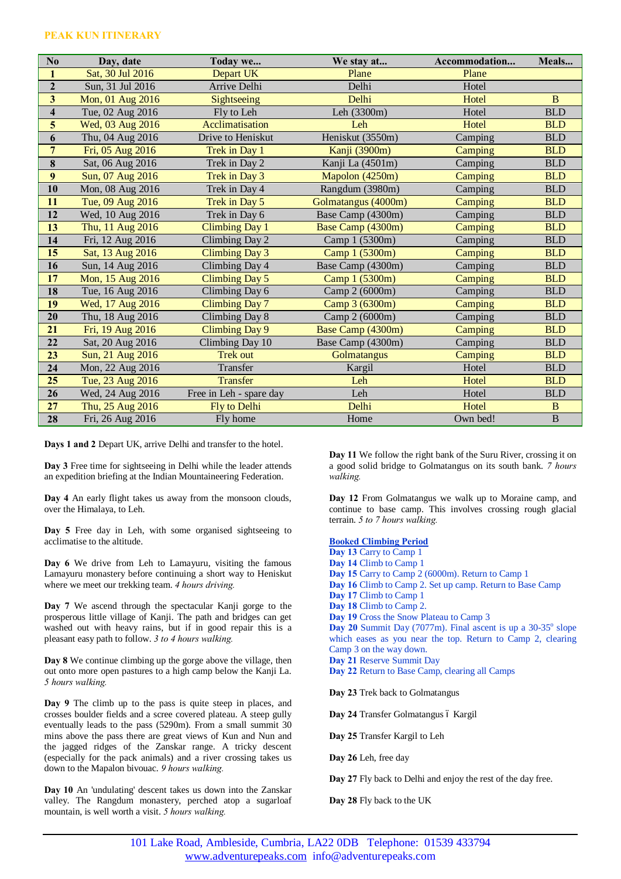## PEAK KUN ITINERARY

| No | Day, date | Today we... | We stay at... | Accommodation... | Meals... |
|---|---|---|---|---|---|
| 1 | Sat, 30 Jul 2016 | Depart UK | Plane | Plane | |
| 2 | Sun, 31 Jul 2016 | Arrive Delhi | Delhi | Hotel | |
| 3 | Mon, 01 Aug 2016 | Sightseeing | Delhi | Hotel | B |
| 4 | Tue, 02 Aug 2016 | Fly to Leh | Leh (3300m) | Hotel | BLD |
| 5 | Wed, 03 Aug 2016 | Acclimatisation | Leh | Hotel | BLD |
| 6 | Thu, 04 Aug 2016 | Drive to Heniskut | Heniskut (3550m) | Camping | BLD |
| 7 | Fri, 05 Aug 2016 | Trek in Day 1 | Kanji (3900m) | Camping | BLD |
| 8 | Sat, 06 Aug 2016 | Trek in Day 2 | Kanji La (4501m) | Camping | BLD |
| 9 | Sun, 07 Aug 2016 | Trek in Day 3 | Mapolon (4250m) | Camping | BLD |
| 10 | Mon, 08 Aug 2016 | Trek in Day 4 | Rangdum (3980m) | Camping | BLD |
| 11 | Tue, 09 Aug 2016 | Trek in Day 5 | Golmatangus (4000m) | Camping | BLD |
| 12 | Wed, 10 Aug 2016 | Trek in Day 6 | Base Camp (4300m) | Camping | BLD |
| 13 | Thu, 11 Aug 2016 | Climbing Day 1 | Base Camp (4300m) | Camping | BLD |
| 14 | Fri, 12 Aug 2016 | Climbing Day 2 | Camp 1 (5300m) | Camping | BLD |
| 15 | Sat, 13 Aug 2016 | Climbing Day 3 | Camp 1 (5300m) | Camping | BLD |
| 16 | Sun, 14 Aug 2016 | Climbing Day 4 | Base Camp (4300m) | Camping | BLD |
| 17 | Mon, 15 Aug 2016 | Climbing Day 5 | Camp 1 (5300m) | Camping | BLD |
| 18 | Tue, 16 Aug 2016 | Climbing Day 6 | Camp 2 (6000m) | Camping | BLD |
| 19 | Wed, 17 Aug 2016 | Climbing Day 7 | Camp 3 (6300m) | Camping | BLD |
| 20 | Thu, 18 Aug 2016 | Climbing Day 8 | Camp 2 (6000m) | Camping | BLD |
| 21 | Fri, 19 Aug 2016 | Climbing Day 9 | Base Camp (4300m) | Camping | BLD |
| 22 | Sat, 20 Aug 2016 | Climbing Day 10 | Base Camp (4300m) | Camping | BLD |
| 23 | Sun, 21 Aug 2016 | Trek out | Golmatangus | Camping | BLD |
| 24 | Mon, 22 Aug 2016 | Transfer | Kargil | Hotel | BLD |
| 25 | Tue, 23 Aug 2016 | Transfer | Leh | Hotel | BLD |
| 26 | Wed, 24 Aug 2016 | Free in Leh - spare day | Leh | Hotel | BLD |
| 27 | Thu, 25 Aug 2016 | Fly to Delhi | Delhi | Hotel | B |
| 28 | Fri, 26 Aug 2016 | Fly home | Home | Own bed! | B |

**Days 1 and 2** Depart UK, arrive Delhi and transfer to the hotel.

**Day 3** Free time for sightseeing in Delhi while the leader attends an expedition briefing at the Indian Mountaineering Federation.

**Day 4** An early flight takes us away from the monsoon clouds, over the Himalaya, to Leh.

**Day 5** Free day in Leh, with some organised sightseeing to acclimatise to the altitude.

**Day 6** We drive from Leh to Lamayuru, visiting the famous Lamayuru monastery before continuing a short way to Heniskut where we meet our trekking team. *4 hours driving.*

**Day 7** We ascend through the spectacular Kanji gorge to the prosperous little village of Kanji. The path and bridges can get washed out with heavy rains, but if in good repair this is a pleasant easy path to follow. *3 to 4 hours walking.*

**Day 8** We continue climbing up the gorge above the village, then out onto more open pastures to a high camp below the Kanji La. *5 hours walking.*

**Day 9** The climb up to the pass is quite steep in places, and crosses boulder fields and a scree covered plateau. A steep gully eventually leads to the pass (5290m). From a small summit 30 mins above the pass there are great views of Kun and Nun and the jagged ridges of the Zanskar range. A tricky descent (especially for the pack animals) and a river crossing takes us down to the Mapalon bivouac. *9 hours walking.*

**Day 10** An 'undulating' descent takes us down into the Zanskar valley. The Rangdum monastery, perched atop a sugarloaf mountain, is well worth a visit. *5 hours walking.*

**Day 11** We follow the right bank of the Suru River, crossing it on a good solid bridge to Golmatangus on its south bank. *7 hours walking.*

**Day 12** From Golmatangus we walk up to Moraine camp, and continue to base camp. This involves crossing rough glacial terrain. *5 to 7 hours walking.*

**Booked Climbing Period**
**Day 13** Carry to Camp 1
**Day 14** Climb to Camp 1
**Day 15** Carry to Camp 2 (6000m). Return to Camp 1
**Day 16** Climb to Camp 2. Set up camp. Return to Base Camp
**Day 17** Climb to Camp 1
**Day 18** Climb to Camp 2.
**Day 19** Cross the Snow Plateau to Camp 3
**Day 20** Summit Day (7077m). Final ascent is up a 30-35° slope which eases as you near the top. Return to Camp 2, clearing Camp 3 on the way down.
**Day 21** Reserve Summit Day
**Day 22** Return to Base Camp, clearing all Camps

**Day 23** Trek back to Golmatangus

**Day 24** Transfer Golmatangus – Kargil

**Day 25** Transfer Kargil to Leh

**Day 26** Leh, free day

**Day 27** Fly back to Delhi and enjoy the rest of the day free.

**Day 28** Fly back to the UK

101 Lake Road, Ambleside, Cumbria, LA22 0DB Telephone: 01539 433794
www.adventurepeaks.com info@adventurepeaks.com